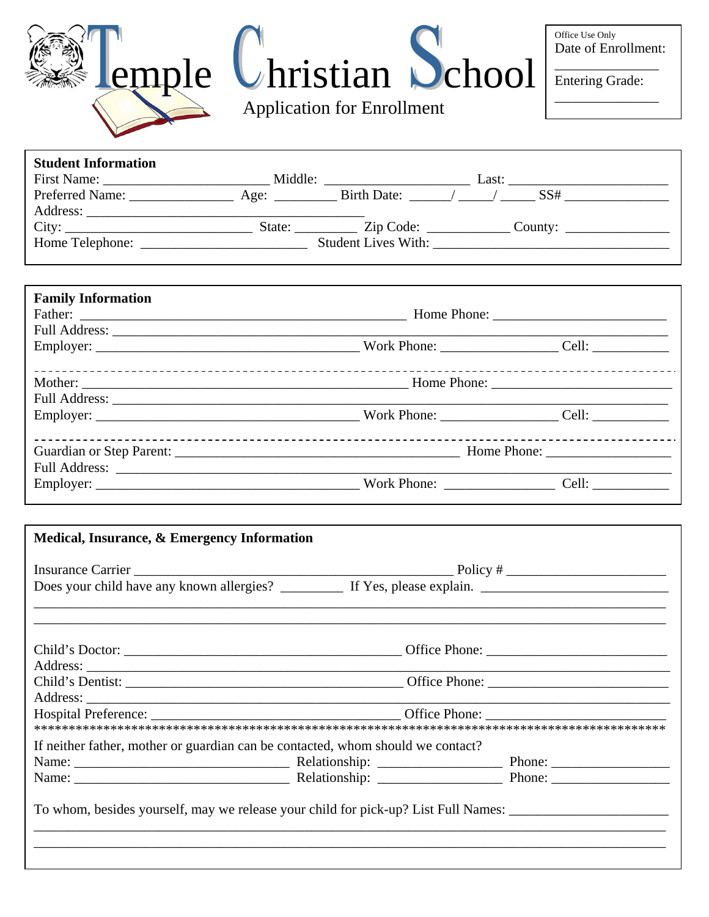# Temple Christian School

Application for Enrollment

Office Use Only
Date of Enrollment: _______________
Entering Grade: _______________

**Student Information**

First Name: ________________________ Middle: _____________________ Last: _______________________

Preferred Name: _______________ Age: _________ Birth Date: ______/ _____/ _____ SS# _______________

Address: ________________________________________

City: ___________________________ State: _________ Zip Code: ____________ County: _______________

Home Telephone: ________________________ Student Lives With: __________________________________

**Family Information**

Father: _______________________________________________ Home Phone: _________________________

Full Address: ________________________________________________________________________________

Employer: ______________________________________ Work Phone: ________________ Cell: ___________

- - - - - - - - - - - - - - - - - - - - - - - - - - - - - - - - - - - - - - - - - - - - - - - -

Mother: _______________________________________________ Home Phone: _________________________

Full Address: ________________________________________________________________________________

Employer: ______________________________________ Work Phone: ________________ Cell: ___________

- - - - - - - - - - - - - - - - - - - - - - - - - - - - - - - - - - - - - - - - - - - - - - - -

Guardian or Step Parent: ________________________________________ Home Phone: __________________

Full Address: ________________________________________________________________________________

Employer: ______________________________________ Work Phone: ________________ Cell: ___________

**Medical, Insurance, & Emergency Information**

Insurance Carrier ______________________________________________ Policy # _______________________

Does your child have any known allergies? _________ If Yes, please explain. ___________________________

______________________________________________________________________________________________

______________________________________________________________________________________________

Child's Doctor: ________________________________________ Office Phone: __________________________

Address: _____________________________________________________________________________________

Child's Dentist: ________________________________________ Office Phone: __________________________

Address: _____________________________________________________________________________________

Hospital Preference: _____________________________________ Office Phone: __________________________

*********************************************************************************************

If neither father, mother or guardian can be contacted, whom should we contact?

Name: _______________________________ Relationship: __________________ Phone: _________________

Name: _______________________________ Relationship: __________________ Phone: _________________

To whom, besides yourself, may we release your child for pick-up? List Full Names: _______________________

______________________________________________________________________________________________

______________________________________________________________________________________________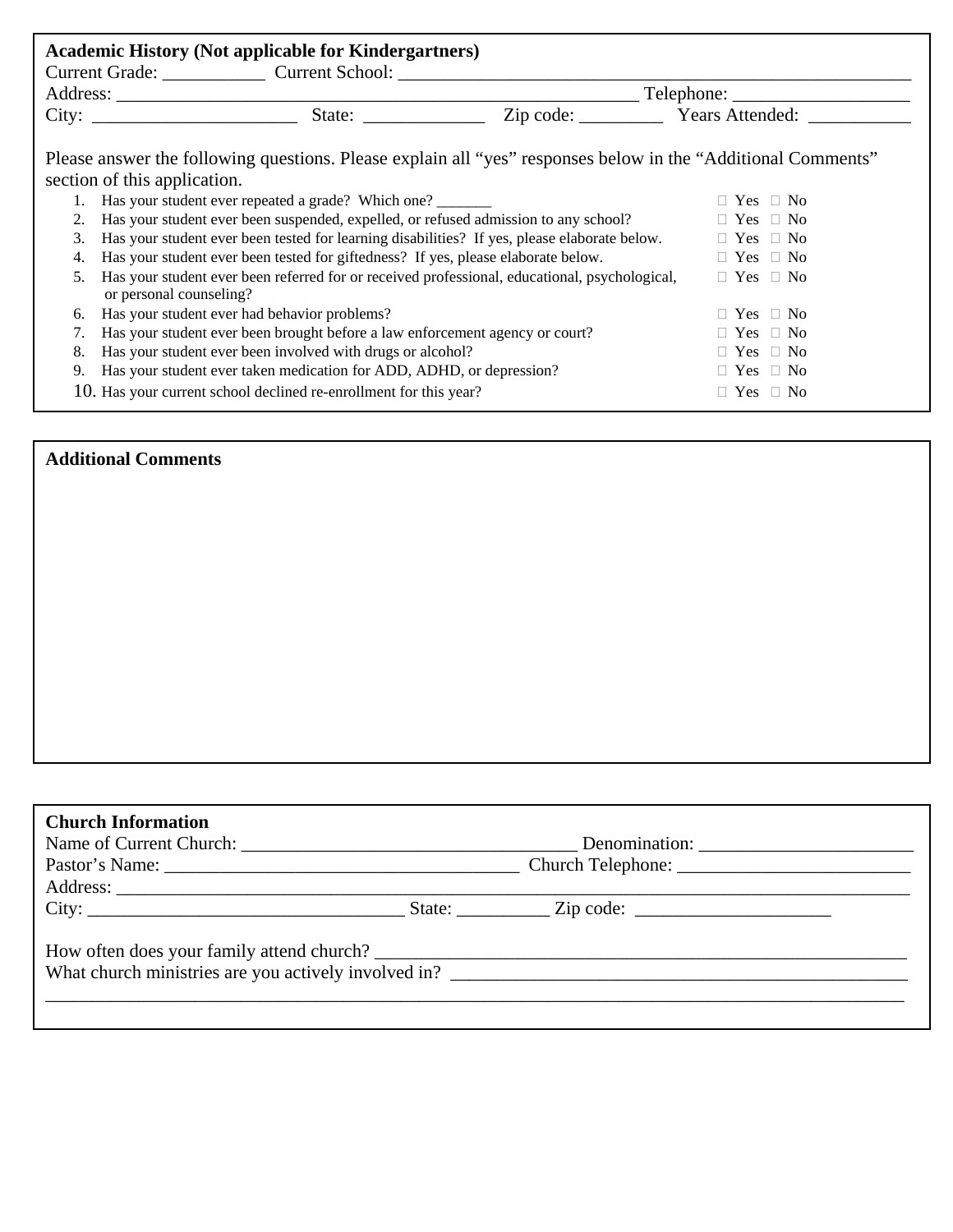**Academic History (Not applicable for Kindergartners)**

Current Grade: ___________ Current School: ___________________________________________________________

Address: __________________________________________________________ Telephone: ___________________

City: ______________________ State: _____________ Zip code: _________ Years Attended: ___________

Please answer the following questions. Please explain all "yes" responses below in the "Additional Comments" section of this application.

1. Has your student ever repeated a grade? Which one? _______ ☐ Yes ☐ No
2. Has your student ever been suspended, expelled, or refused admission to any school? ☐ Yes ☐ No
3. Has your student ever been tested for learning disabilities? If yes, please elaborate below. ☐ Yes ☐ No
4. Has your student ever been tested for giftedness? If yes, please elaborate below. ☐ Yes ☐ No
5. Has your student ever been referred for or received professional, educational, psychological, or personal counseling? ☐ Yes ☐ No
6. Has your student ever had behavior problems? ☐ Yes ☐ No
7. Has your student ever been brought before a law enforcement agency or court? ☐ Yes ☐ No
8. Has your student ever been involved with drugs or alcohol? ☐ Yes ☐ No
9. Has your student ever taken medication for ADD, ADHD, or depression? ☐ Yes ☐ No
10. Has your current school declined re-enrollment for this year? ☐ Yes ☐ No

**Additional Comments**

**Church Information**

Name of Current Church: ____________________________________ Denomination: _______________________

Pastor's Name: _______________________________________ Church Telephone: _________________________

Address: ___________________________________________________________________________________

City: ___________________________________ State: __________ Zip code: _____________________

How often does your family attend church? ____________________________________________________________

What church ministries are you actively involved in? ____________________________________________________

_______________________________________________________________________________________________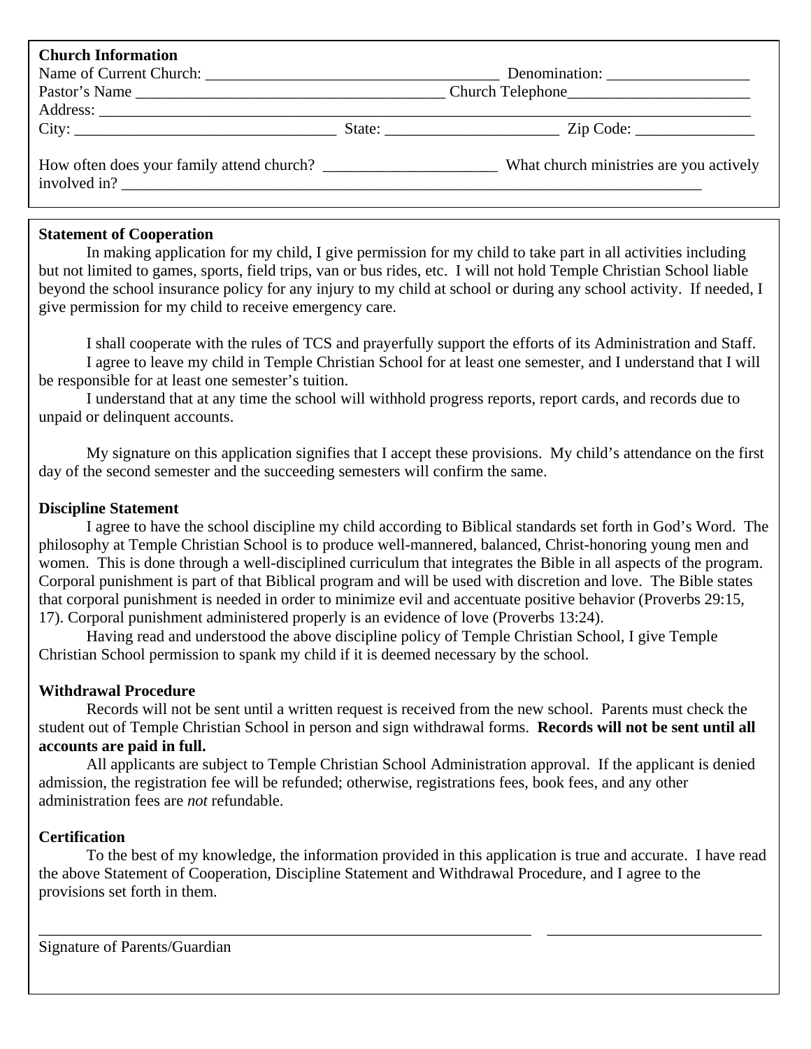**Church Information**

Name of Current Church: ____________________________________ Denomination: __________________

Pastor's Name ______________________________________ Church Telephone______________________

Address: ___________________________________________________________________________

City: _________________________________ State: ______________________ Zip Code: _______________

How often does your family attend church? ______________________ What church ministries are you actively involved in? ___________________________________________________________________________

**Statement of Cooperation**

In making application for my child, I give permission for my child to take part in all activities including but not limited to games, sports, field trips, van or bus rides, etc. I will not hold Temple Christian School liable beyond the school insurance policy for any injury to my child at school or during any school activity. If needed, I give permission for my child to receive emergency care.

I shall cooperate with the rules of TCS and prayerfully support the efforts of its Administration and Staff.

I agree to leave my child in Temple Christian School for at least one semester, and I understand that I will be responsible for at least one semester's tuition.

I understand that at any time the school will withhold progress reports, report cards, and records due to unpaid or delinquent accounts.

My signature on this application signifies that I accept these provisions. My child's attendance on the first day of the second semester and the succeeding semesters will confirm the same.

**Discipline Statement**

I agree to have the school discipline my child according to Biblical standards set forth in God's Word. The philosophy at Temple Christian School is to produce well-mannered, balanced, Christ-honoring young men and women. This is done through a well-disciplined curriculum that integrates the Bible in all aspects of the program. Corporal punishment is part of that Biblical program and will be used with discretion and love. The Bible states that corporal punishment is needed in order to minimize evil and accentuate positive behavior (Proverbs 29:15, 17). Corporal punishment administered properly is an evidence of love (Proverbs 13:24).

Having read and understood the above discipline policy of Temple Christian School, I give Temple Christian School permission to spank my child if it is deemed necessary by the school.

**Withdrawal Procedure**

Records will not be sent until a written request is received from the new school. Parents must check the student out of Temple Christian School in person and sign withdrawal forms. **Records will not be sent until all accounts are paid in full.**

All applicants are subject to Temple Christian School Administration approval. If the applicant is denied admission, the registration fee will be refunded; otherwise, registrations fees, book fees, and any other administration fees are *not* refundable.

**Certification**

To the best of my knowledge, the information provided in this application is true and accurate. I have read the above Statement of Cooperation, Discipline Statement and Withdrawal Procedure, and I agree to the provisions set forth in them.

_________________________________________________________________ ____________________________

Signature of Parents/Guardian